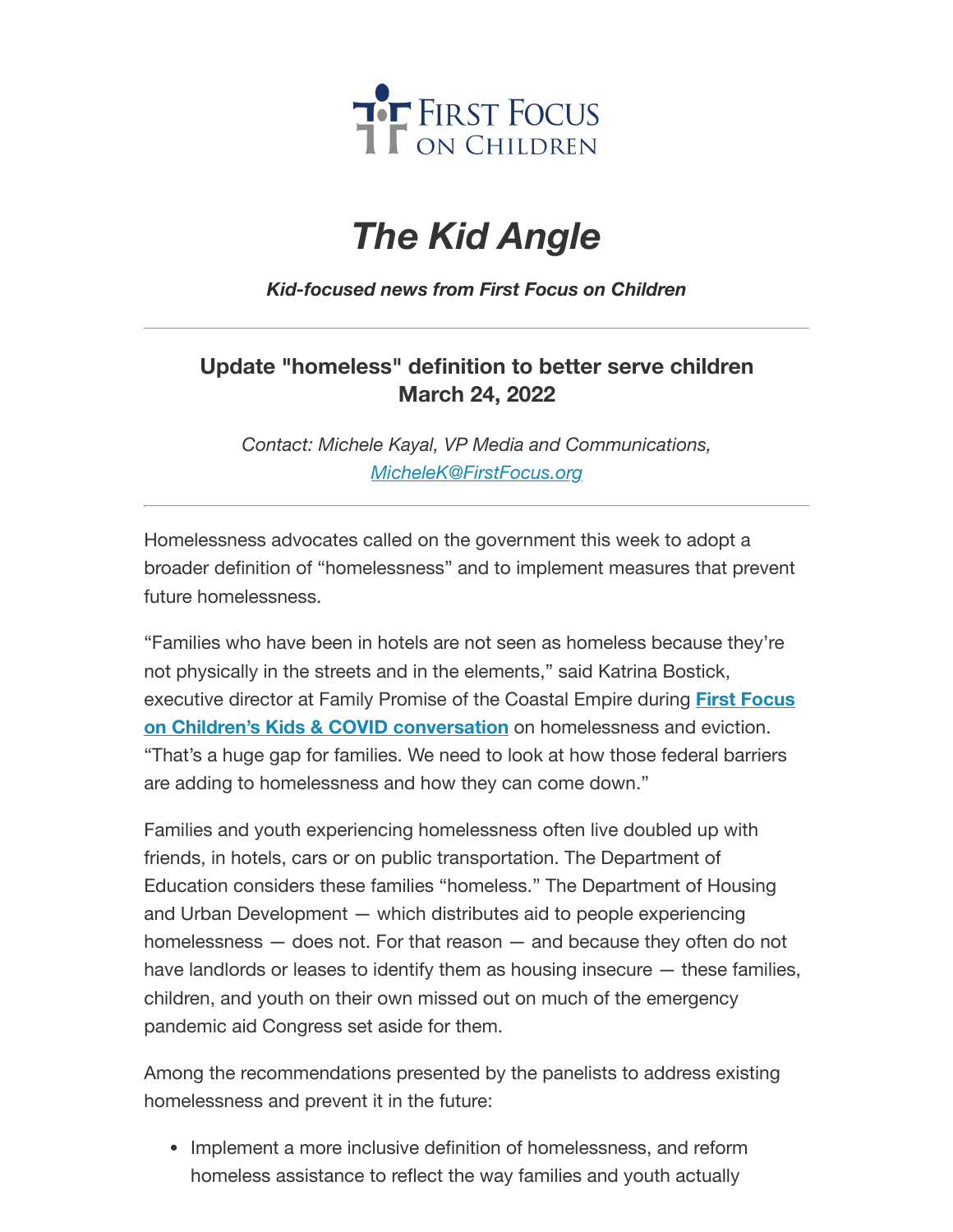FIRST FOCUS ON CHILDREN

# *The Kid Angle*

***Kid-focused news from First Focus on Children***

---

## Update "homeless" definition to better serve children
## March 24, 2022

*Contact: Michele Kayal, VP Media and Communications, [MicheleK@FirstFocus.org](mailto:MicheleK@FirstFocus.org)*

---

Homelessness advocates called on the government this week to adopt a broader definition of "homelessness" and to implement measures that prevent future homelessness.

"Families who have been in hotels are not seen as homeless because they're not physically in the streets and in the elements," said Katrina Bostick, executive director at Family Promise of the Coastal Empire during **First Focus on Children's Kids & COVID conversation** on homelessness and eviction. "That's a huge gap for families. We need to look at how those federal barriers are adding to homelessness and how they can come down."

Families and youth experiencing homelessness often live doubled up with friends, in hotels, cars or on public transportation. The Department of Education considers these families "homeless." The Department of Housing and Urban Development — which distributes aid to people experiencing homelessness — does not. For that reason — and because they often do not have landlords or leases to identify them as housing insecure — these families, children, and youth on their own missed out on much of the emergency pandemic aid Congress set aside for them.

Among the recommendations presented by the panelists to address existing homelessness and prevent it in the future:

- Implement a more inclusive definition of homelessness, and reform homeless assistance to reflect the way families and youth actually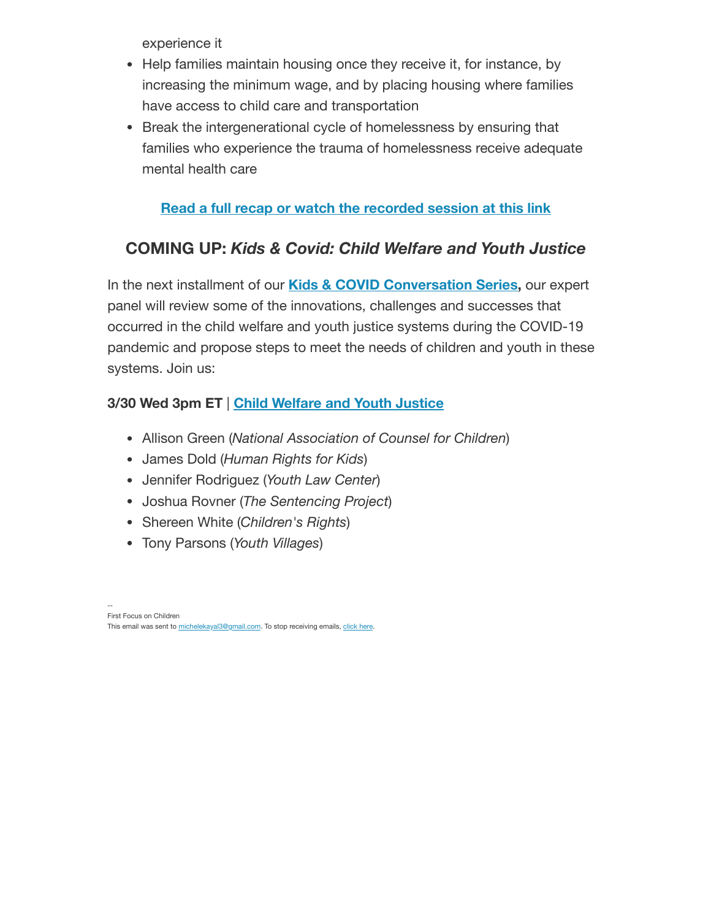experience it

- Help families maintain housing once they receive it, for instance, by increasing the minimum wage, and by placing housing where families have access to child care and transportation
- Break the intergenerational cycle of homelessness by ensuring that families who experience the trauma of homelessness receive adequate mental health care

**Read a full recap or watch the recorded session at this link**

## COMING UP: *Kids & Covid: Child Welfare and Youth Justice*

In the next installment of our **Kids & COVID Conversation Series,** our expert panel will review some of the innovations, challenges and successes that occurred in the child welfare and youth justice systems during the COVID-19 pandemic and propose steps to meet the needs of children and youth in these systems. Join us:

**3/30 Wed 3pm ET** | **Child Welfare and Youth Justice**

- Allison Green (*National Association of Counsel for Children*)
- James Dold (*Human Rights for Kids*)
- Jennifer Rodriguez (*Youth Law Center*)
- Joshua Rovner (*The Sentencing Project*)
- Shereen White (*Children's Rights*)
- Tony Parsons (*Youth Villages*)

--
First Focus on Children
This email was sent to michelekayal3@gmail.com. To stop receiving emails, click here.